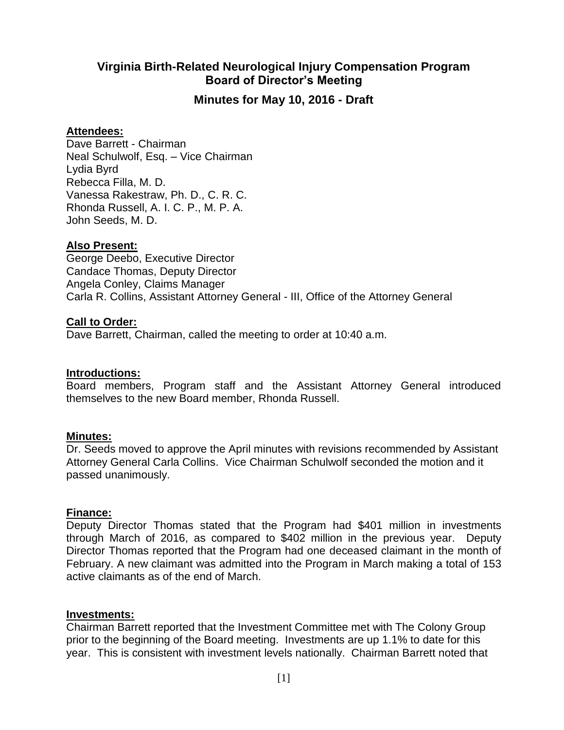# Virginia Birth-Related Neurological Injury Compensation Program
## Board of Director's Meeting
### Minutes for May 10, 2016 - Draft

**Attendees:**
Dave Barrett - Chairman
Neal Schulwolf, Esq. – Vice Chairman
Lydia Byrd
Rebecca Filla, M. D.
Vanessa Rakestraw, Ph. D., C. R. C.
Rhonda Russell, A. I. C. P., M. P. A.
John Seeds, M. D.

**Also Present:**
George Deebo, Executive Director
Candace Thomas, Deputy Director
Angela Conley, Claims Manager
Carla R. Collins, Assistant Attorney General - III, Office of the Attorney General

**Call to Order:**
Dave Barrett, Chairman, called the meeting to order at 10:40 a.m.

**Introductions:**
Board members, Program staff and the Assistant Attorney General introduced themselves to the new Board member, Rhonda Russell.

**Minutes:**
Dr. Seeds moved to approve the April minutes with revisions recommended by Assistant Attorney General Carla Collins. Vice Chairman Schulwolf seconded the motion and it passed unanimously.

**Finance:**
Deputy Director Thomas stated that the Program had $401 million in investments through March of 2016, as compared to $402 million in the previous year. Deputy Director Thomas reported that the Program had one deceased claimant in the month of February. A new claimant was admitted into the Program in March making a total of 153 active claimants as of the end of March.

**Investments:**
Chairman Barrett reported that the Investment Committee met with The Colony Group prior to the beginning of the Board meeting. Investments are up 1.1% to date for this year. This is consistent with investment levels nationally. Chairman Barrett noted that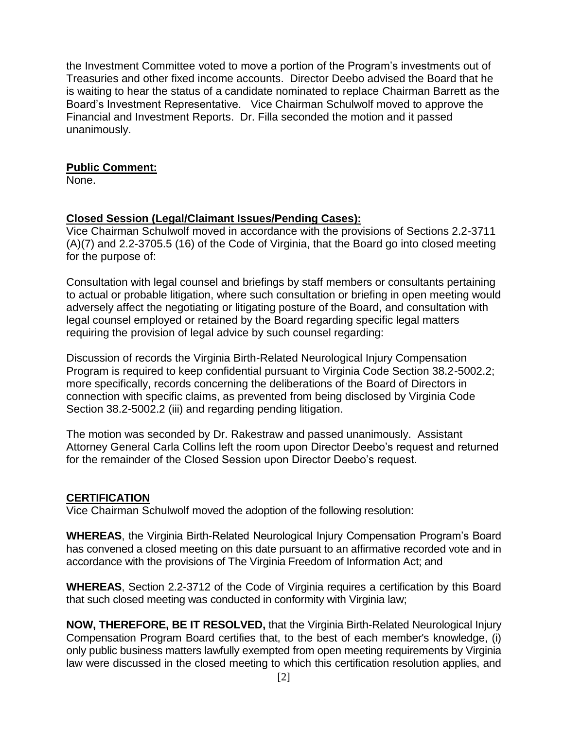the Investment Committee voted to move a portion of the Program's investments out of Treasuries and other fixed income accounts. Director Deebo advised the Board that he is waiting to hear the status of a candidate nominated to replace Chairman Barrett as the Board's Investment Representative. Vice Chairman Schulwolf moved to approve the Financial and Investment Reports. Dr. Filla seconded the motion and it passed unanimously.

**Public Comment:**
None.

**Closed Session (Legal/Claimant Issues/Pending Cases):**
Vice Chairman Schulwolf moved in accordance with the provisions of Sections 2.2-3711 (A)(7) and 2.2-3705.5 (16) of the Code of Virginia, that the Board go into closed meeting for the purpose of:

Consultation with legal counsel and briefings by staff members or consultants pertaining to actual or probable litigation, where such consultation or briefing in open meeting would adversely affect the negotiating or litigating posture of the Board, and consultation with legal counsel employed or retained by the Board regarding specific legal matters requiring the provision of legal advice by such counsel regarding:

Discussion of records the Virginia Birth-Related Neurological Injury Compensation Program is required to keep confidential pursuant to Virginia Code Section 38.2-5002.2; more specifically, records concerning the deliberations of the Board of Directors in connection with specific claims, as prevented from being disclosed by Virginia Code Section 38.2-5002.2 (iii) and regarding pending litigation.

The motion was seconded by Dr. Rakestraw and passed unanimously. Assistant Attorney General Carla Collins left the room upon Director Deebo's request and returned for the remainder of the Closed Session upon Director Deebo's request.

**CERTIFICATION**
Vice Chairman Schulwolf moved the adoption of the following resolution:

**WHEREAS**, the Virginia Birth-Related Neurological Injury Compensation Program's Board has convened a closed meeting on this date pursuant to an affirmative recorded vote and in accordance with the provisions of The Virginia Freedom of Information Act; and

**WHEREAS**, Section 2.2-3712 of the Code of Virginia requires a certification by this Board that such closed meeting was conducted in conformity with Virginia law;

**NOW, THEREFORE, BE IT RESOLVED,** that the Virginia Birth-Related Neurological Injury Compensation Program Board certifies that, to the best of each member's knowledge, (i) only public business matters lawfully exempted from open meeting requirements by Virginia law were discussed in the closed meeting to which this certification resolution applies, and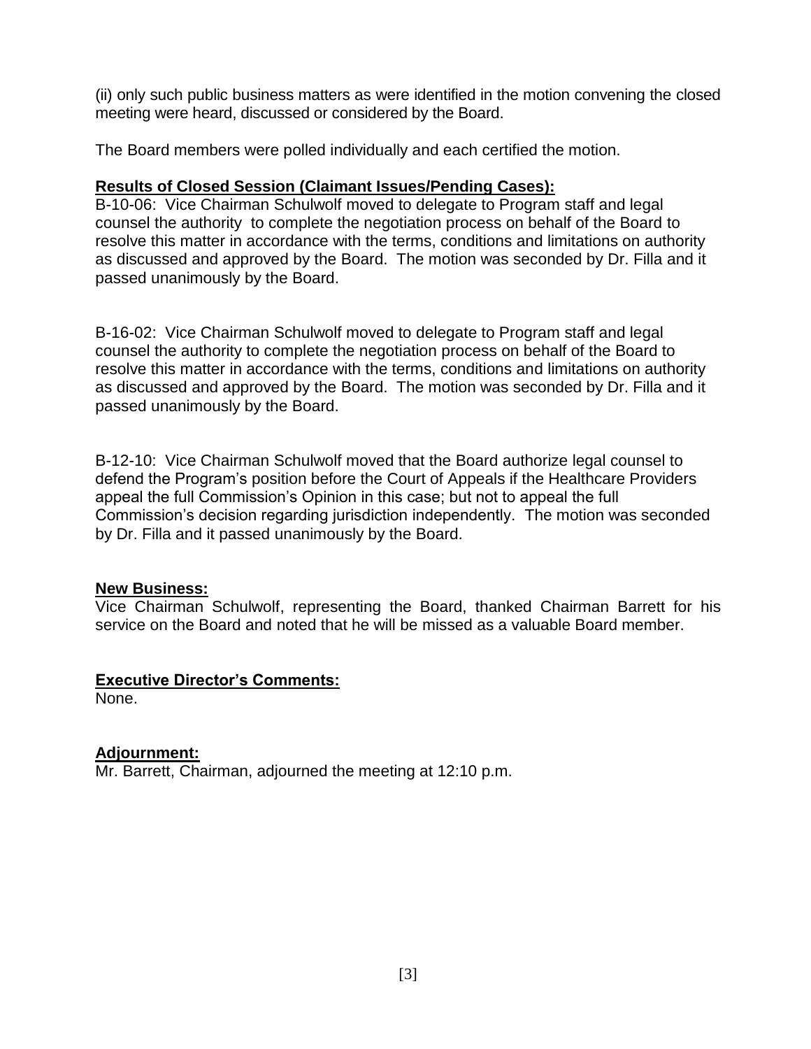(ii) only such public business matters as were identified in the motion convening the closed meeting were heard, discussed or considered by the Board.

The Board members were polled individually and each certified the motion.

**Results of Closed Session (Claimant Issues/Pending Cases):**

B-10-06: Vice Chairman Schulwolf moved to delegate to Program staff and legal counsel the authority to complete the negotiation process on behalf of the Board to resolve this matter in accordance with the terms, conditions and limitations on authority as discussed and approved by the Board. The motion was seconded by Dr. Filla and it passed unanimously by the Board.

B-16-02: Vice Chairman Schulwolf moved to delegate to Program staff and legal counsel the authority to complete the negotiation process on behalf of the Board to resolve this matter in accordance with the terms, conditions and limitations on authority as discussed and approved by the Board. The motion was seconded by Dr. Filla and it passed unanimously by the Board.

B-12-10: Vice Chairman Schulwolf moved that the Board authorize legal counsel to defend the Program's position before the Court of Appeals if the Healthcare Providers appeal the full Commission's Opinion in this case; but not to appeal the full Commission's decision regarding jurisdiction independently. The motion was seconded by Dr. Filla and it passed unanimously by the Board.

**New Business:**

Vice Chairman Schulwolf, representing the Board, thanked Chairman Barrett for his service on the Board and noted that he will be missed as a valuable Board member.

**Executive Director's Comments:**

None.

**Adjournment:**

Mr. Barrett, Chairman, adjourned the meeting at 12:10 p.m.